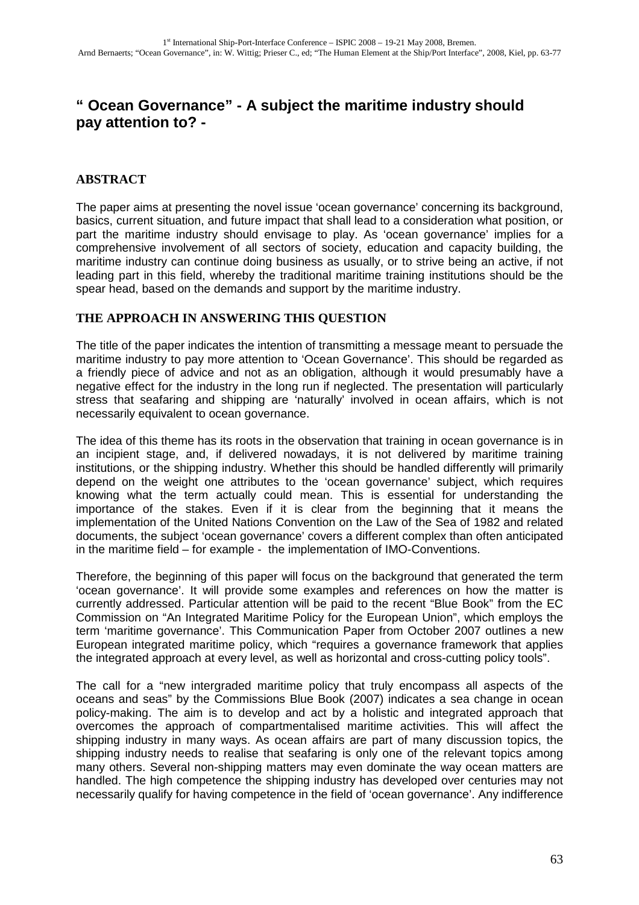# " Ocean Governance" - A subject the maritime industry should pay attention to? -

## ABSTRACT

The paper aims at presenting the novel issue 'ocean governance' concerning its background, basics, current situation, and future impact that shall lead to a consideration what position, or part the maritime industry should envisage to play. As 'ocean governance' implies for a comprehensive involvement of all sectors of society, education and capacity building, the maritime industry can continue doing business as usually, or to strive being an active, if not leading part in this field, whereby the traditional maritime training institutions should be the spear head, based on the demands and support by the maritime industry.

## THE APPROACH IN ANSWERING THIS QUESTION

The title of the paper indicates the intention of transmitting a message meant to persuade the maritime industry to pay more attention to 'Ocean Governance'. This should be regarded as a friendly piece of advice and not as an obligation, although it would presumably have a negative effect for the industry in the long run if neglected. The presentation will particularly stress that seafaring and shipping are 'naturally' involved in ocean affairs, which is not necessarily equivalent to ocean governance.

The idea of this theme has its roots in the observation that training in ocean governance is in an incipient stage, and, if delivered nowadays, it is not delivered by maritime training institutions, or the shipping industry. Whether this should be handled differently will primarily depend on the weight one attributes to the 'ocean governance' subject, which requires knowing what the term actually could mean. This is essential for understanding the importance of the stakes. Even if it is clear from the beginning that it means the implementation of the United Nations Convention on the Law of the Sea of 1982 and related documents, the subject 'ocean governance' covers a different complex than often anticipated in the maritime field – for example - the implementation of IMO-Conventions.

Therefore, the beginning of this paper will focus on the background that generated the term 'ocean governance'. It will provide some examples and references on how the matter is currently addressed. Particular attention will be paid to the recent "Blue Book" from the EC Commission on "An Integrated Maritime Policy for the European Union", which employs the term 'maritime governance'. This Communication Paper from October 2007 outlines a new European integrated maritime policy, which "requires a governance framework that applies the integrated approach at every level, as well as horizontal and cross-cutting policy tools".

The call for a "new intergraded maritime policy that truly encompass all aspects of the oceans and seas" by the Commissions Blue Book (2007) indicates a sea change in ocean policy-making. The aim is to develop and act by a holistic and integrated approach that overcomes the approach of compartmentalised maritime activities. This will affect the shipping industry in many ways. As ocean affairs are part of many discussion topics, the shipping industry needs to realise that seafaring is only one of the relevant topics among many others. Several non-shipping matters may even dominate the way ocean matters are handled. The high competence the shipping industry has developed over centuries may not necessarily qualify for having competence in the field of 'ocean governance'. Any indifference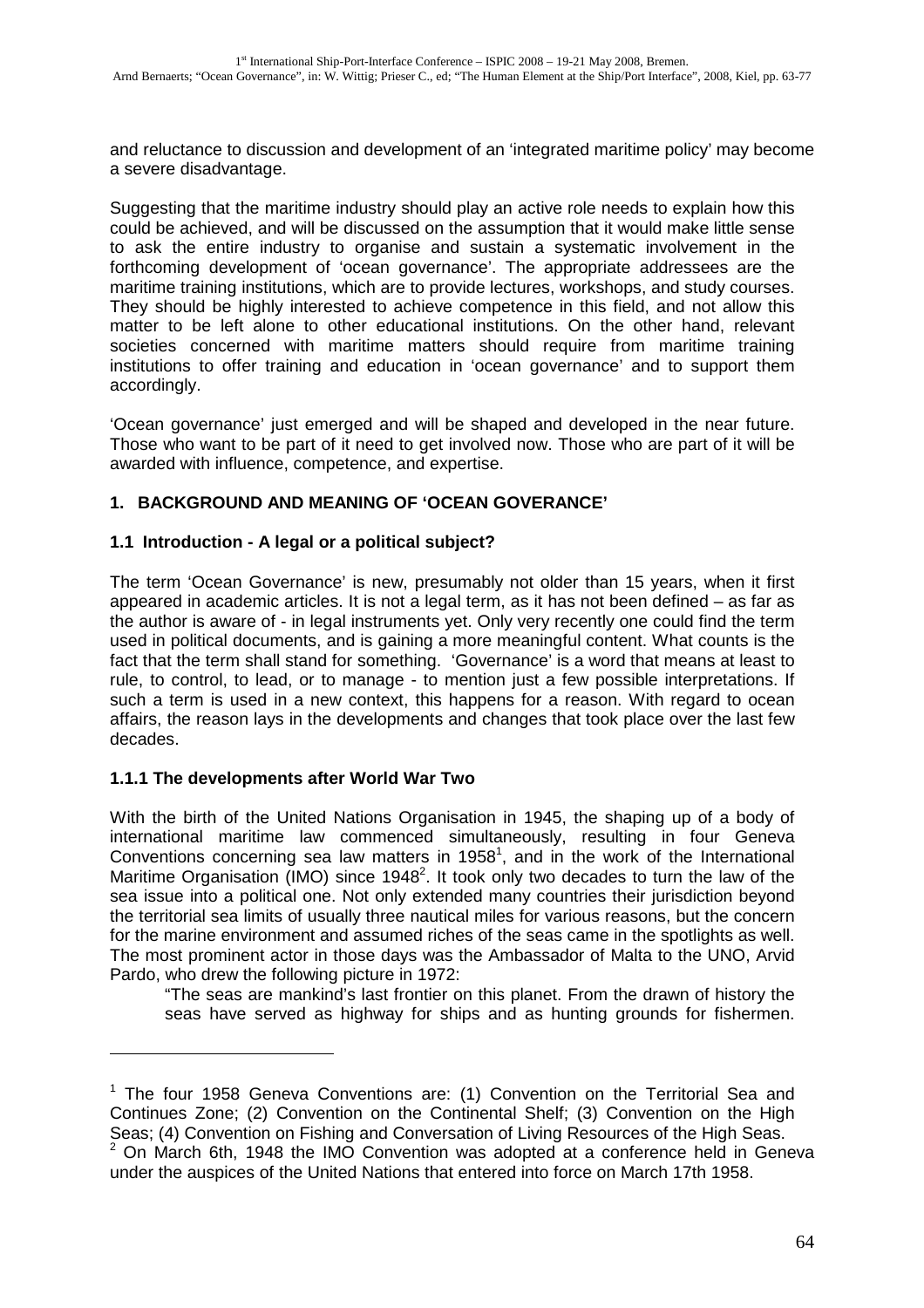and reluctance to discussion and development of an 'integrated maritime policy' may become a severe disadvantage.

Suggesting that the maritime industry should play an active role needs to explain how this could be achieved, and will be discussed on the assumption that it would make little sense to ask the entire industry to organise and sustain a systematic involvement in the forthcoming development of 'ocean governance'. The appropriate addressees are the maritime training institutions, which are to provide lectures, workshops, and study courses. They should be highly interested to achieve competence in this field, and not allow this matter to be left alone to other educational institutions. On the other hand, relevant societies concerned with maritime matters should require from maritime training institutions to offer training and education in 'ocean governance' and to support them accordingly.

'Ocean governance' just emerged and will be shaped and developed in the near future. Those who want to be part of it need to get involved now. Those who are part of it will be awarded with influence, competence, and expertise.

## 1. BACKGROUND AND MEANING OF 'OCEAN GOVERANCE'

### 1.1 Introduction - A legal or a political subject?

The term 'Ocean Governance' is new, presumably not older than 15 years, when it first appeared in academic articles. It is not a legal term, as it has not been defined – as far as the author is aware of - in legal instruments yet. Only very recently one could find the term used in political documents, and is gaining a more meaningful content. What counts is the fact that the term shall stand for something. 'Governance' is a word that means at least to rule, to control, to lead, or to manage - to mention just a few possible interpretations. If such a term is used in a new context, this happens for a reason. With regard to ocean affairs, the reason lays in the developments and changes that took place over the last few decades.

#### 1.1.1 The developments after World War Two

With the birth of the United Nations Organisation in 1945, the shaping up of a body of international maritime law commenced simultaneously, resulting in four Geneva Conventions concerning sea law matters in 1958[1], and in the work of the International Maritime Organisation (IMO) since 1948[2]. It took only two decades to turn the law of the sea issue into a political one. Not only extended many countries their jurisdiction beyond the territorial sea limits of usually three nautical miles for various reasons, but the concern for the marine environment and assumed riches of the seas came in the spotlights as well. The most prominent actor in those days was the Ambassador of Malta to the UNO, Arvid Pardo, who drew the following picture in 1972:

> "The seas are mankind's last frontier on this planet. From the drawn of history the seas have served as highway for ships and as hunting grounds for fishermen.

---

[1] The four 1958 Geneva Conventions are: (1) Convention on the Territorial Sea and Continues Zone; (2) Convention on the Continental Shelf; (3) Convention on the High Seas; (4) Convention on Fishing and Conversation of Living Resources of the High Seas.

[2] On March 6th, 1948 the IMO Convention was adopted at a conference held in Geneva under the auspices of the United Nations that entered into force on March 17th 1958.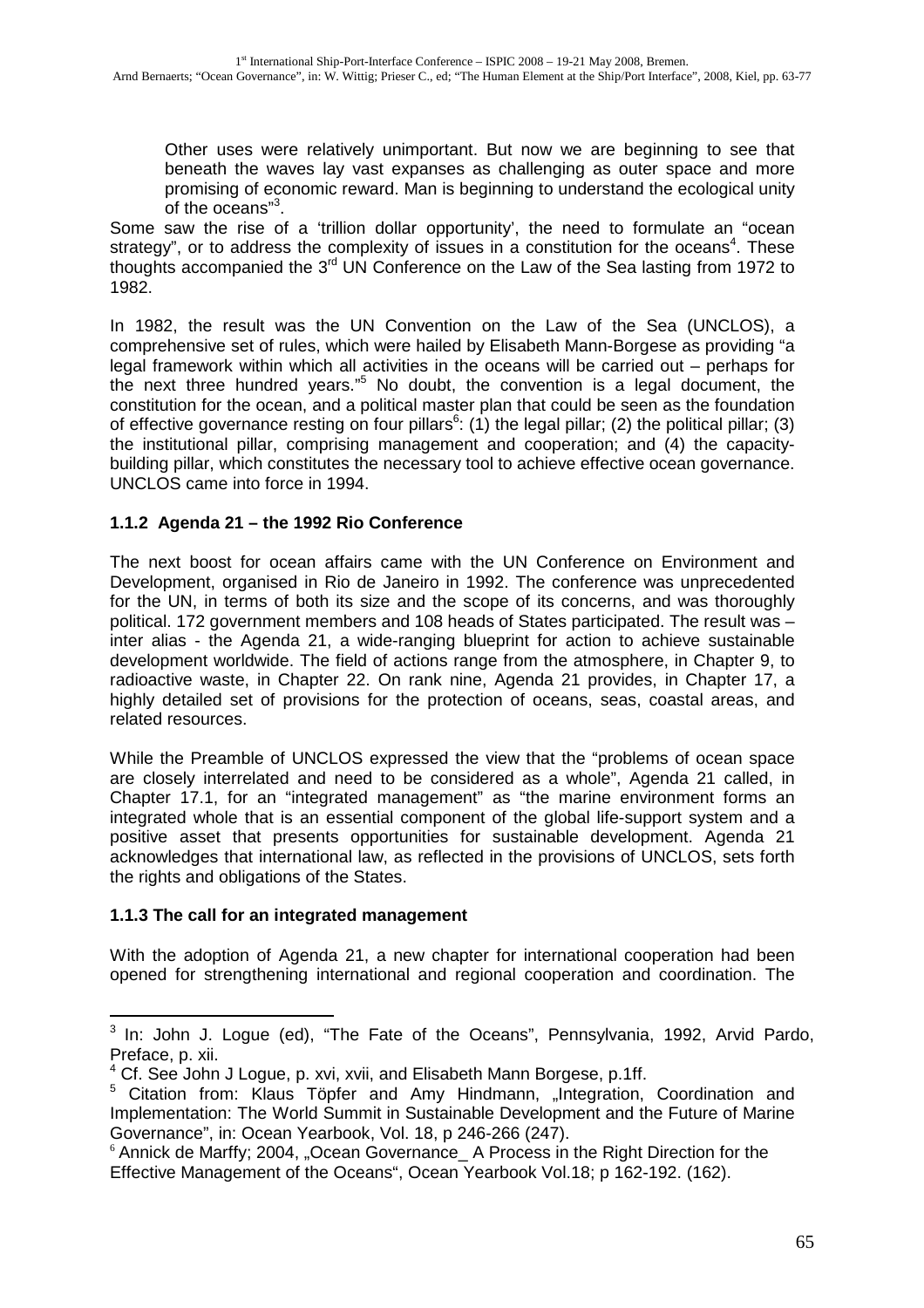> Other uses were relatively unimportant. But now we are beginning to see that beneath the waves lay vast expanses as challenging as outer space and more promising of economic reward. Man is beginning to understand the ecological unity of the oceans"[3].

Some saw the rise of a 'trillion dollar opportunity', the need to formulate an "ocean strategy", or to address the complexity of issues in a constitution for the oceans[4]. These thoughts accompanied the 3rd UN Conference on the Law of the Sea lasting from 1972 to 1982.

In 1982, the result was the UN Convention on the Law of the Sea (UNCLOS), a comprehensive set of rules, which were hailed by Elisabeth Mann-Borgese as providing "a legal framework within which all activities in the oceans will be carried out – perhaps for the next three hundred years."[5] No doubt, the convention is a legal document, the constitution for the ocean, and a political master plan that could be seen as the foundation of effective governance resting on four pillars[6]: (1) the legal pillar; (2) the political pillar; (3) the institutional pillar, comprising management and cooperation; and (4) the capacity-building pillar, which constitutes the necessary tool to achieve effective ocean governance. UNCLOS came into force in 1994.

### 1.1.2 Agenda 21 – the 1992 Rio Conference

The next boost for ocean affairs came with the UN Conference on Environment and Development, organised in Rio de Janeiro in 1992. The conference was unprecedented for the UN, in terms of both its size and the scope of its concerns, and was thoroughly political. 172 government members and 108 heads of States participated. The result was – inter alias - the Agenda 21, a wide-ranging blueprint for action to achieve sustainable development worldwide. The field of actions range from the atmosphere, in Chapter 9, to radioactive waste, in Chapter 22. On rank nine, Agenda 21 provides, in Chapter 17, a highly detailed set of provisions for the protection of oceans, seas, coastal areas, and related resources.

While the Preamble of UNCLOS expressed the view that the "problems of ocean space are closely interrelated and need to be considered as a whole", Agenda 21 called, in Chapter 17.1, for an "integrated management" as "the marine environment forms an integrated whole that is an essential component of the global life-support system and a positive asset that presents opportunities for sustainable development. Agenda 21 acknowledges that international law, as reflected in the provisions of UNCLOS, sets forth the rights and obligations of the States.

### 1.1.3 The call for an integrated management

With the adoption of Agenda 21, a new chapter for international cooperation had been opened for strengthening international and regional cooperation and coordination. The

---

[3] In: John J. Logue (ed), "The Fate of the Oceans", Pennsylvania, 1992, Arvid Pardo, Preface, p. xii.

[4] Cf. See John J Logue, p. xvi, xvii, and Elisabeth Mann Borgese, p.1ff.

[5] Citation from: Klaus Töpfer and Amy Hindmann, „Integration, Coordination and Implementation: The World Summit in Sustainable Development and the Future of Marine Governance", in: Ocean Yearbook, Vol. 18, p 246-266 (247).

[6] Annick de Marffy; 2004, „Ocean Governance_ A Process in the Right Direction for the Effective Management of the Oceans", Ocean Yearbook Vol.18; p 162-192. (162).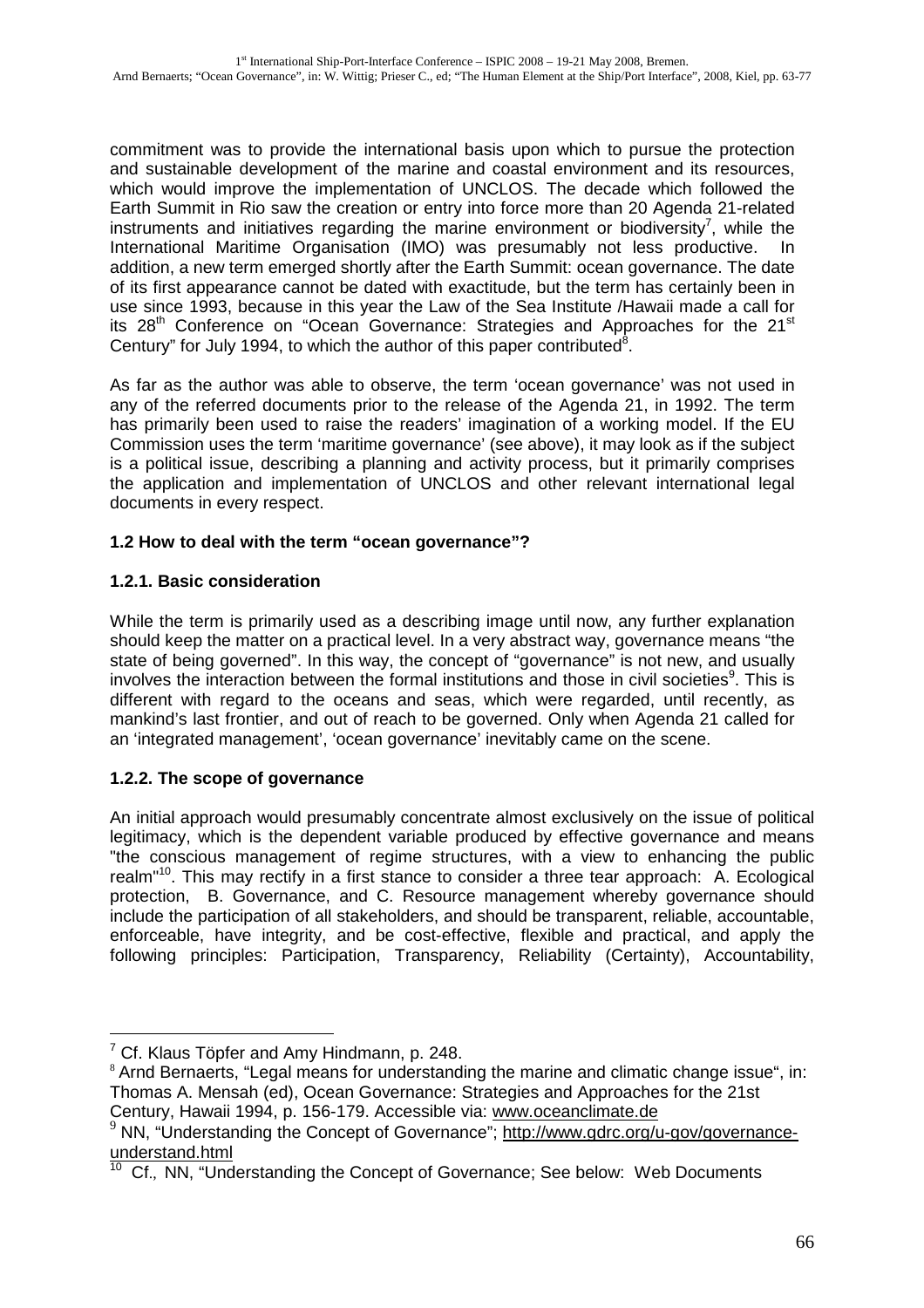commitment was to provide the international basis upon which to pursue the protection and sustainable development of the marine and coastal environment and its resources, which would improve the implementation of UNCLOS. The decade which followed the Earth Summit in Rio saw the creation or entry into force more than 20 Agenda 21-related instruments and initiatives regarding the marine environment or biodiversity[7], while the International Maritime Organisation (IMO) was presumably not less productive. In addition, a new term emerged shortly after the Earth Summit: ocean governance. The date of its first appearance cannot be dated with exactitude, but the term has certainly been in use since 1993, because in this year the Law of the Sea Institute /Hawaii made a call for its 28th Conference on "Ocean Governance: Strategies and Approaches for the 21st Century" for July 1994, to which the author of this paper contributed[8].

As far as the author was able to observe, the term 'ocean governance' was not used in any of the referred documents prior to the release of the Agenda 21, in 1992. The term has primarily been used to raise the readers' imagination of a working model. If the EU Commission uses the term 'maritime governance' (see above), it may look as if the subject is a political issue, describing a planning and activity process, but it primarily comprises the application and implementation of UNCLOS and other relevant international legal documents in every respect.

### 1.2 How to deal with the term "ocean governance"?

#### 1.2.1. Basic consideration

While the term is primarily used as a describing image until now, any further explanation should keep the matter on a practical level. In a very abstract way, governance means "the state of being governed". In this way, the concept of "governance" is not new, and usually involves the interaction between the formal institutions and those in civil societies[9]. This is different with regard to the oceans and seas, which were regarded, until recently, as mankind's last frontier, and out of reach to be governed. Only when Agenda 21 called for an 'integrated management', 'ocean governance' inevitably came on the scene.

#### 1.2.2. The scope of governance

An initial approach would presumably concentrate almost exclusively on the issue of political legitimacy, which is the dependent variable produced by effective governance and means "the conscious management of regime structures, with a view to enhancing the public realm"[10]. This may rectify in a first stance to consider a three tear approach: A. Ecological protection, B. Governance, and C. Resource management whereby governance should include the participation of all stakeholders, and should be transparent, reliable, accountable, enforceable, have integrity, and be cost-effective, flexible and practical, and apply the following principles: Participation, Transparency, Reliability (Certainty), Accountability,

---

[7] Cf. Klaus Töpfer and Amy Hindmann, p. 248.

[8] Arnd Bernaerts, "Legal means for understanding the marine and climatic change issue", in: Thomas A. Mensah (ed), Ocean Governance: Strategies and Approaches for the 21st Century, Hawaii 1994, p. 156-179. Accessible via: www.oceanclimate.de

[9] NN, "Understanding the Concept of Governance"; http://www.gdrc.org/u-gov/governance-understand.html

[10] Cf., NN, "Understanding the Concept of Governance; See below: Web Documents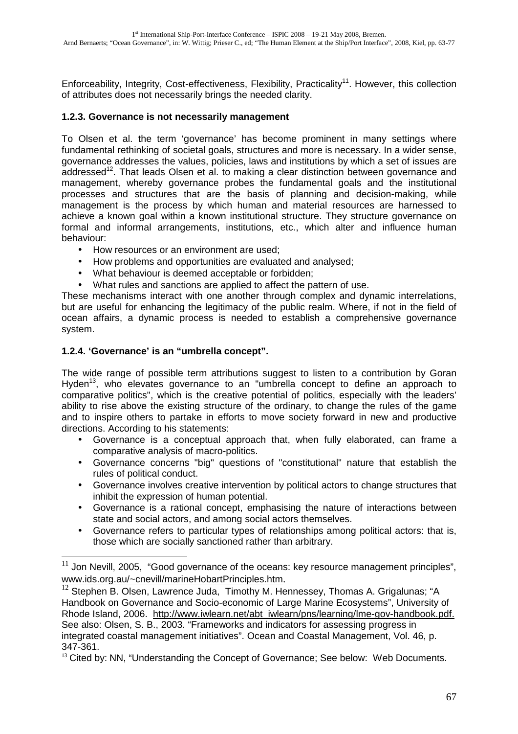Enforceability, Integrity, Cost-effectiveness, Flexibility, Practicality[11]. However, this collection of attributes does not necessarily brings the needed clarity.

### 1.2.3. Governance is not necessarily management

To Olsen et al. the term 'governance' has become prominent in many settings where fundamental rethinking of societal goals, structures and more is necessary. In a wider sense, governance addresses the values, policies, laws and institutions by which a set of issues are addressed[12]. That leads Olsen et al. to making a clear distinction between governance and management, whereby governance probes the fundamental goals and the institutional processes and structures that are the basis of planning and decision-making, while management is the process by which human and material resources are harnessed to achieve a known goal within a known institutional structure. They structure governance on formal and informal arrangements, institutions, etc., which alter and influence human behaviour:

- How resources or an environment are used;
- How problems and opportunities are evaluated and analysed;
- What behaviour is deemed acceptable or forbidden;
- What rules and sanctions are applied to affect the pattern of use.

These mechanisms interact with one another through complex and dynamic interrelations, but are useful for enhancing the legitimacy of the public realm. Where, if not in the field of ocean affairs, a dynamic process is needed to establish a comprehensive governance system.

### 1.2.4. 'Governance' is an "umbrella concept".

The wide range of possible term attributions suggest to listen to a contribution by Goran Hyden[13], who elevates governance to an "umbrella concept to define an approach to comparative politics", which is the creative potential of politics, especially with the leaders' ability to rise above the existing structure of the ordinary, to change the rules of the game and to inspire others to partake in efforts to move society forward in new and productive directions. According to his statements:

- Governance is a conceptual approach that, when fully elaborated, can frame a comparative analysis of macro-politics.
- Governance concerns "big" questions of "constitutional" nature that establish the rules of political conduct.
- Governance involves creative intervention by political actors to change structures that inhibit the expression of human potential.
- Governance is a rational concept, emphasising the nature of interactions between state and social actors, and among social actors themselves.
- Governance refers to particular types of relationships among political actors: that is, those which are socially sanctioned rather than arbitrary.

---

[11] Jon Nevill, 2005, "Good governance of the oceans: key resource management principles", www.ids.org.au/~cnevill/marineHobartPrinciples.htm.

[12] Stephen B. Olsen, Lawrence Juda, Timothy M. Hennessey, Thomas A. Grigalunas; "A Handbook on Governance and Socio-economic of Large Marine Ecosystems", University of Rhode Island, 2006. http://www.iwlearn.net/abt_iwlearn/pns/learning/lme-gov-handbook.pdf. See also: Olsen, S. B., 2003. "Frameworks and indicators for assessing progress in integrated coastal management initiatives". Ocean and Coastal Management, Vol. 46, p. 347-361.

[13] Cited by: NN, "Understanding the Concept of Governance; See below: Web Documents.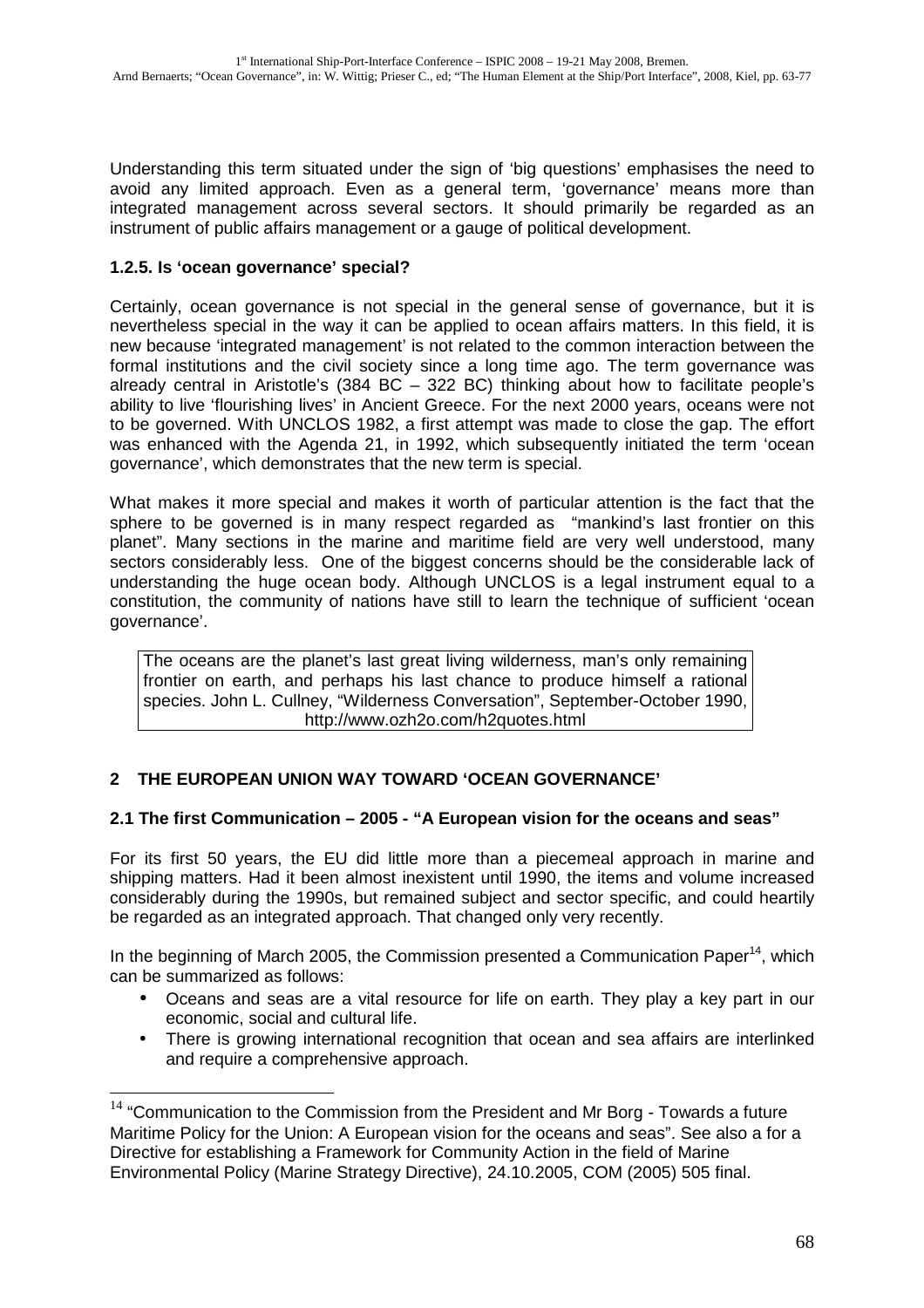Understanding this term situated under the sign of 'big questions' emphasises the need to avoid any limited approach. Even as a general term, 'governance' means more than integrated management across several sectors. It should primarily be regarded as an instrument of public affairs management or a gauge of political development.

### 1.2.5. Is 'ocean governance' special?

Certainly, ocean governance is not special in the general sense of governance, but it is nevertheless special in the way it can be applied to ocean affairs matters. In this field, it is new because 'integrated management' is not related to the common interaction between the formal institutions and the civil society since a long time ago. The term governance was already central in Aristotle's (384 BC – 322 BC) thinking about how to facilitate people's ability to live 'flourishing lives' in Ancient Greece. For the next 2000 years, oceans were not to be governed. With UNCLOS 1982, a first attempt was made to close the gap. The effort was enhanced with the Agenda 21, in 1992, which subsequently initiated the term 'ocean governance', which demonstrates that the new term is special.

What makes it more special and makes it worth of particular attention is the fact that the sphere to be governed is in many respect regarded as "mankind's last frontier on this planet". Many sections in the marine and maritime field are very well understood, many sectors considerably less. One of the biggest concerns should be the considerable lack of understanding the huge ocean body. Although UNCLOS is a legal instrument equal to a constitution, the community of nations have still to learn the technique of sufficient 'ocean governance'.

> The oceans are the planet's last great living wilderness, man's only remaining frontier on earth, and perhaps his last chance to produce himself a rational species. John L. Cullney, "Wilderness Conversation", September-October 1990, http://www.ozh2o.com/h2quotes.html

## 2 THE EUROPEAN UNION WAY TOWARD 'OCEAN GOVERNANCE'

### 2.1 The first Communication – 2005 - "A European vision for the oceans and seas"

For its first 50 years, the EU did little more than a piecemeal approach in marine and shipping matters. Had it been almost inexistent until 1990, the items and volume increased considerably during the 1990s, but remained subject and sector specific, and could heartily be regarded as an integrated approach. That changed only very recently.

In the beginning of March 2005, the Commission presented a Communication Paper[14], which can be summarized as follows:

- Oceans and seas are a vital resource for life on earth. They play a key part in our economic, social and cultural life.
- There is growing international recognition that ocean and sea affairs are interlinked and require a comprehensive approach.

---

[14] "Communication to the Commission from the President and Mr Borg - Towards a future Maritime Policy for the Union: A European vision for the oceans and seas". See also a for a Directive for establishing a Framework for Community Action in the field of Marine Environmental Policy (Marine Strategy Directive), 24.10.2005, COM (2005) 505 final.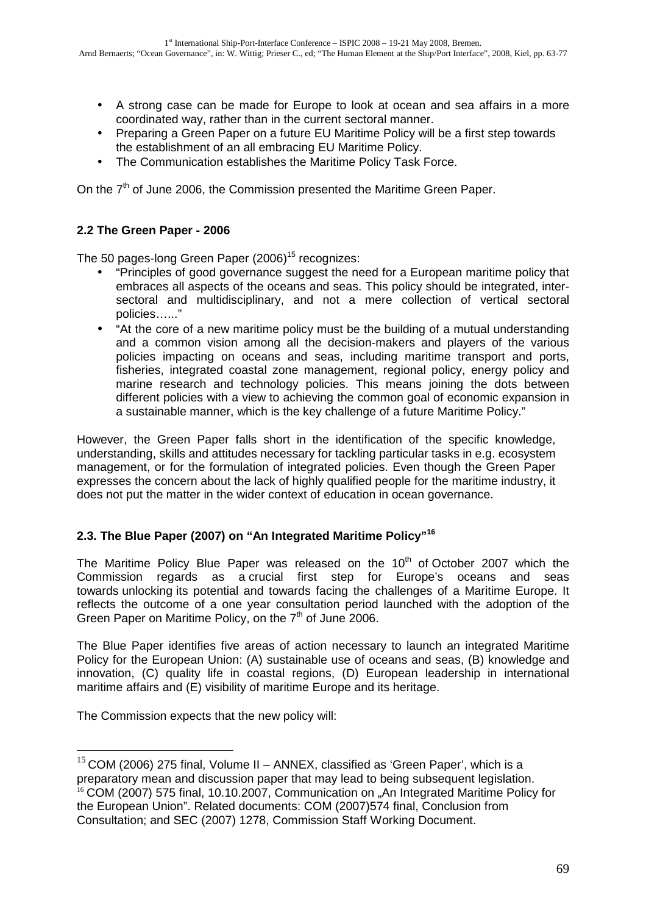- A strong case can be made for Europe to look at ocean and sea affairs in a more coordinated way, rather than in the current sectoral manner.
- Preparing a Green Paper on a future EU Maritime Policy will be a first step towards the establishment of an all embracing EU Maritime Policy.
- The Communication establishes the Maritime Policy Task Force.

On the 7th of June 2006, the Commission presented the Maritime Green Paper.

### 2.2 The Green Paper - 2006

The 50 pages-long Green Paper (2006)[15] recognizes:

- "Principles of good governance suggest the need for a European maritime policy that embraces all aspects of the oceans and seas. This policy should be integrated, inter-sectoral and multidisciplinary, and not a mere collection of vertical sectoral policies….."
- "At the core of a new maritime policy must be the building of a mutual understanding and a common vision among all the decision-makers and players of the various policies impacting on oceans and seas, including maritime transport and ports, fisheries, integrated coastal zone management, regional policy, energy policy and marine research and technology policies. This means joining the dots between different policies with a view to achieving the common goal of economic expansion in a sustainable manner, which is the key challenge of a future Maritime Policy."

However, the Green Paper falls short in the identification of the specific knowledge, understanding, skills and attitudes necessary for tackling particular tasks in e.g. ecosystem management, or for the formulation of integrated policies. Even though the Green Paper expresses the concern about the lack of highly qualified people for the maritime industry, it does not put the matter in the wider context of education in ocean governance.

### 2.3. The Blue Paper (2007) on "An Integrated Maritime Policy"[16]

The Maritime Policy Blue Paper was released on the 10th of October 2007 which the Commission regards as a crucial first step for Europe's oceans and seas towards unlocking its potential and towards facing the challenges of a Maritime Europe. It reflects the outcome of a one year consultation period launched with the adoption of the Green Paper on Maritime Policy, on the 7th of June 2006.

The Blue Paper identifies five areas of action necessary to launch an integrated Maritime Policy for the European Union: (A) sustainable use of oceans and seas, (B) knowledge and innovation, (C) quality life in coastal regions, (D) European leadership in international maritime affairs and (E) visibility of maritime Europe and its heritage.

The Commission expects that the new policy will:

---

[15] COM (2006) 275 final, Volume II – ANNEX, classified as 'Green Paper', which is a preparatory mean and discussion paper that may lead to being subsequent legislation.

[16] COM (2007) 575 final, 10.10.2007, Communication on „An Integrated Maritime Policy for the European Union". Related documents: COM (2007)574 final, Conclusion from Consultation; and SEC (2007) 1278, Commission Staff Working Document.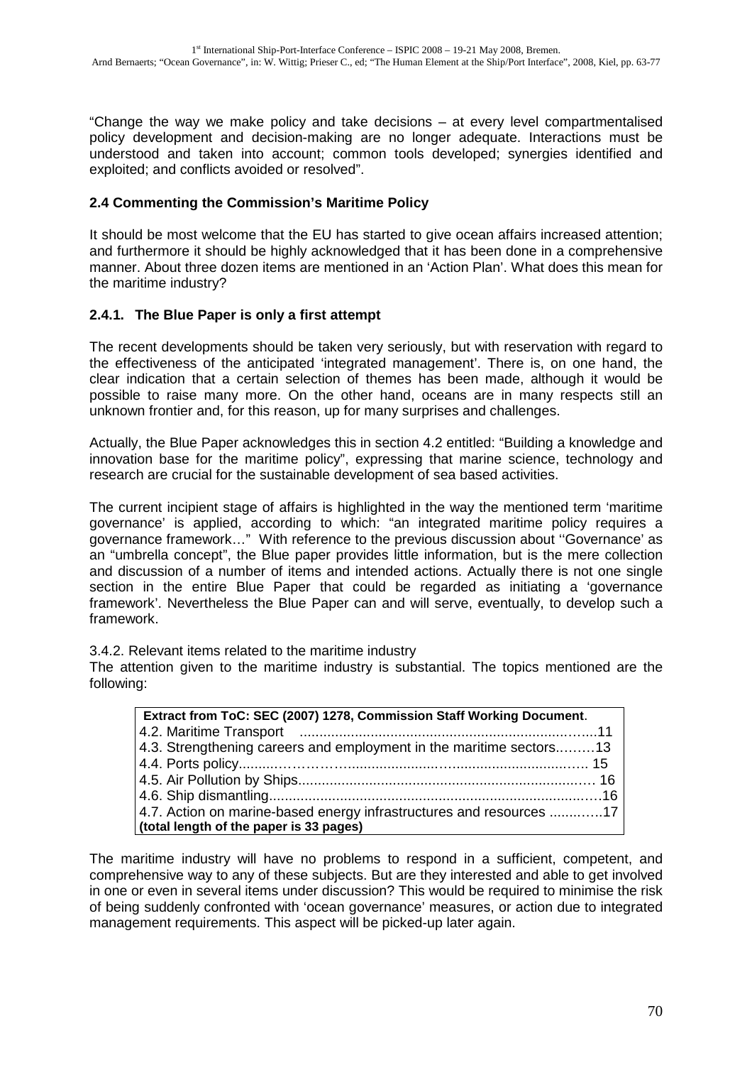"Change the way we make policy and take decisions – at every level compartmentalised policy development and decision-making are no longer adequate. Interactions must be understood and taken into account; common tools developed; synergies identified and exploited; and conflicts avoided or resolved".

### 2.4 Commenting the Commission's Maritime Policy

It should be most welcome that the EU has started to give ocean affairs increased attention; and furthermore it should be highly acknowledged that it has been done in a comprehensive manner. About three dozen items are mentioned in an 'Action Plan'. What does this mean for the maritime industry?

#### 2.4.1. The Blue Paper is only a first attempt

The recent developments should be taken very seriously, but with reservation with regard to the effectiveness of the anticipated 'integrated management'. There is, on one hand, the clear indication that a certain selection of themes has been made, although it would be possible to raise many more. On the other hand, oceans are in many respects still an unknown frontier and, for this reason, up for many surprises and challenges.

Actually, the Blue Paper acknowledges this in section 4.2 entitled: "Building a knowledge and innovation base for the maritime policy", expressing that marine science, technology and research are crucial for the sustainable development of sea based activities.

The current incipient stage of affairs is highlighted in the way the mentioned term 'maritime governance' is applied, according to which: "an integrated maritime policy requires a governance framework…" With reference to the previous discussion about ''Governance' as an "umbrella concept", the Blue paper provides little information, but is the mere collection and discussion of a number of items and intended actions. Actually there is not one single section in the entire Blue Paper that could be regarded as initiating a 'governance framework'. Nevertheless the Blue Paper can and will serve, eventually, to develop such a framework.

3.4.2. Relevant items related to the maritime industry

The attention given to the maritime industry is substantial. The topics mentioned are the following:

| **Extract from ToC: SEC (2007) 1278, Commission Staff Working Document**. |
|---|
| 4.2. Maritime Transport ........................................................................11 |
| 4.3. Strengthening careers and employment in the maritime sectors.........13 |
| 4.4. Ports policy.............................................................................. 15 |
| 4.5. Air Pollution by Ships.................................................................. 16 |
| 4.6. Ship dismantling..........................................................................16 |
| 4.7. Action on marine-based energy infrastructures and resources ............17 |
| **(total length of the paper is 33 pages)** |

The maritime industry will have no problems to respond in a sufficient, competent, and comprehensive way to any of these subjects. But are they interested and able to get involved in one or even in several items under discussion? This would be required to minimise the risk of being suddenly confronted with 'ocean governance' measures, or action due to integrated management requirements. This aspect will be picked-up later again.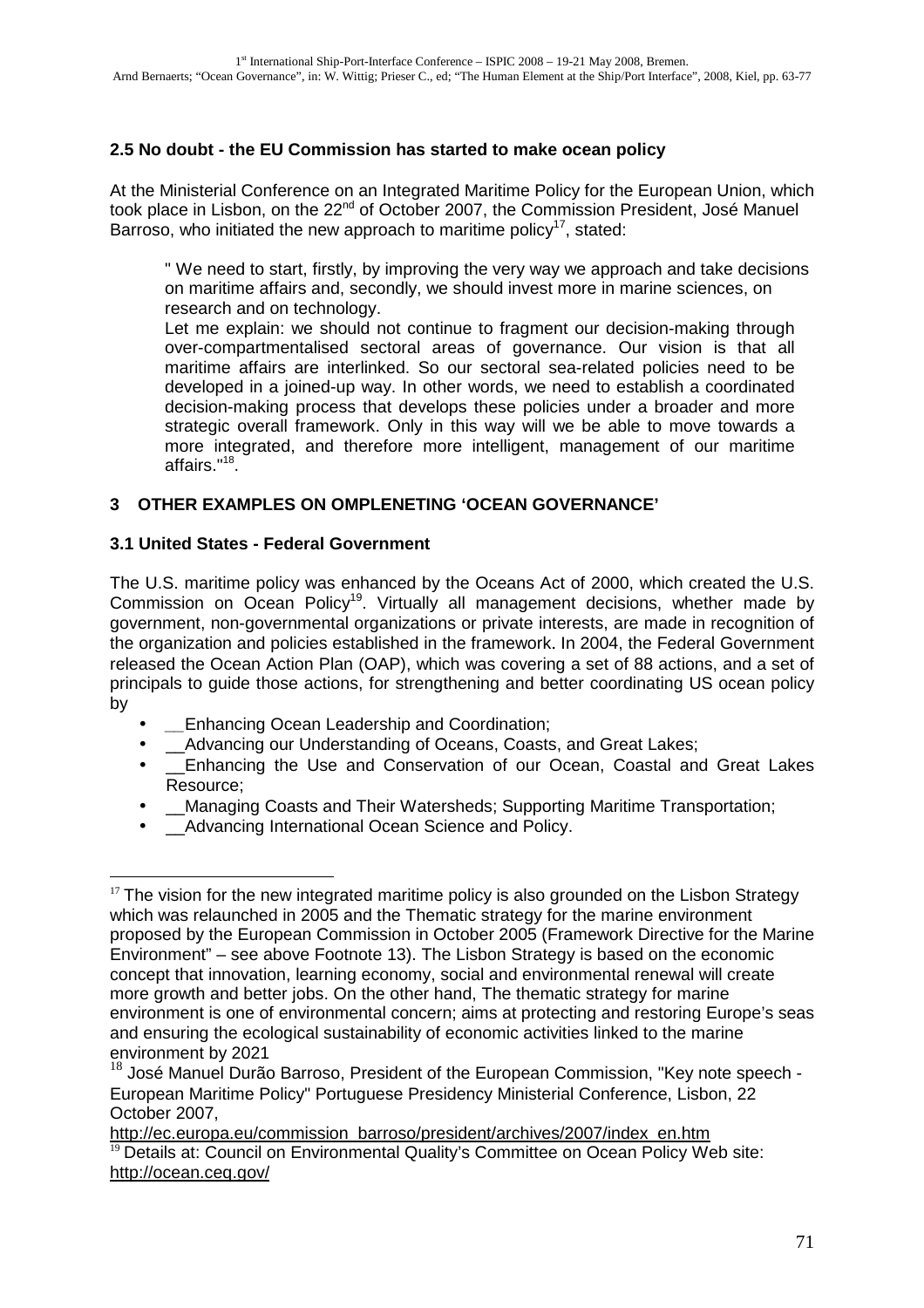### 2.5 No doubt - the EU Commission has started to make ocean policy

At the Ministerial Conference on an Integrated Maritime Policy for the European Union, which took place in Lisbon, on the 22nd of October 2007, the Commission President, José Manuel Barroso, who initiated the new approach to maritime policy[17], stated:

> " We need to start, firstly, by improving the very way we approach and take decisions on maritime affairs and, secondly, we should invest more in marine sciences, on research and on technology.
> Let me explain: we should not continue to fragment our decision-making through over-compartmentalised sectoral areas of governance. Our vision is that all maritime affairs are interlinked. So our sectoral sea-related policies need to be developed in a joined-up way. In other words, we need to establish a coordinated decision-making process that develops these policies under a broader and more strategic overall framework. Only in this way will we be able to move towards a more integrated, and therefore more intelligent, management of our maritime affairs."[18].

## 3 OTHER EXAMPLES ON OMPLENETING 'OCEAN GOVERNANCE'

### 3.1 United States - Federal Government

The U.S. maritime policy was enhanced by the Oceans Act of 2000, which created the U.S. Commission on Ocean Policy[19]. Virtually all management decisions, whether made by government, non-governmental organizations or private interests, are made in recognition of the organization and policies established in the framework. In 2004, the Federal Government released the Ocean Action Plan (OAP), which was covering a set of 88 actions, and a set of principals to guide those actions, for strengthening and better coordinating US ocean policy by

- __Enhancing Ocean Leadership and Coordination;
- __Advancing our Understanding of Oceans, Coasts, and Great Lakes;
- __Enhancing the Use and Conservation of our Ocean, Coastal and Great Lakes Resource;
- __Managing Coasts and Their Watersheds; Supporting Maritime Transportation;
- __Advancing International Ocean Science and Policy.

---

[17] The vision for the new integrated maritime policy is also grounded on the Lisbon Strategy which was relaunched in 2005 and the Thematic strategy for the marine environment proposed by the European Commission in October 2005 (Framework Directive for the Marine Environment" – see above Footnote 13). The Lisbon Strategy is based on the economic concept that innovation, learning economy, social and environmental renewal will create more growth and better jobs. On the other hand, The thematic strategy for marine environment is one of environmental concern; aims at protecting and restoring Europe's seas and ensuring the ecological sustainability of economic activities linked to the marine environment by 2021

[18] José Manuel Durão Barroso, President of the European Commission, "Key note speech - European Maritime Policy" Portuguese Presidency Ministerial Conference, Lisbon, 22 October 2007, http://ec.europa.eu/commission_barroso/president/archives/2007/index_en.htm

[19] Details at: Council on Environmental Quality's Committee on Ocean Policy Web site: http://ocean.ceq.gov/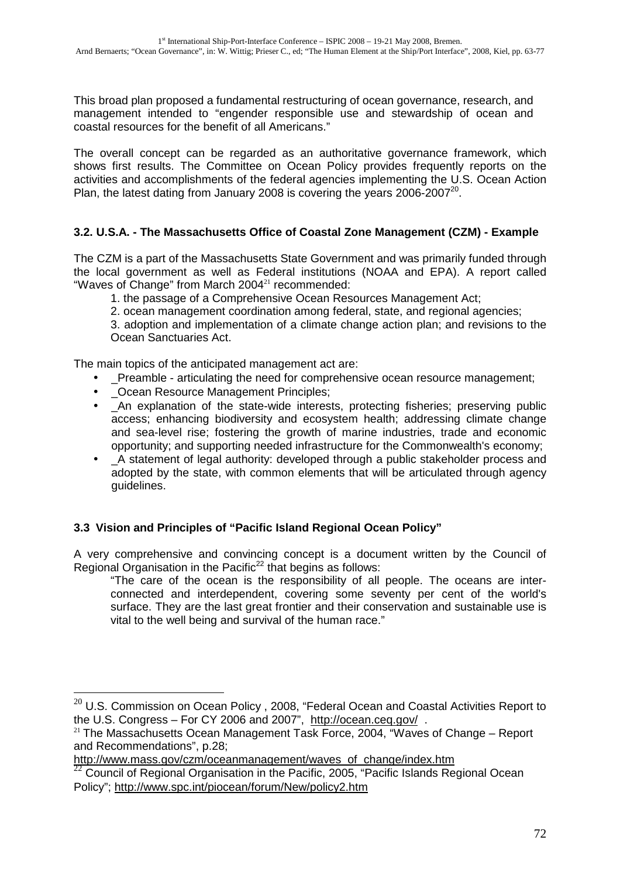This broad plan proposed a fundamental restructuring of ocean governance, research, and management intended to "engender responsible use and stewardship of ocean and coastal resources for the benefit of all Americans."

The overall concept can be regarded as an authoritative governance framework, which shows first results. The Committee on Ocean Policy provides frequently reports on the activities and accomplishments of the federal agencies implementing the U.S. Ocean Action Plan, the latest dating from January 2008 is covering the years 2006-2007[20].

### 3.2. U.S.A. - The Massachusetts Office of Coastal Zone Management (CZM) - Example

The CZM is a part of the Massachusetts State Government and was primarily funded through the local government as well as Federal institutions (NOAA and EPA). A report called "Waves of Change" from March 2004[21] recommended:

1. the passage of a Comprehensive Ocean Resources Management Act;
2. ocean management coordination among federal, state, and regional agencies;
3. adoption and implementation of a climate change action plan; and revisions to the Ocean Sanctuaries Act.

The main topics of the anticipated management act are:

- _Preamble - articulating the need for comprehensive ocean resource management;
- _Ocean Resource Management Principles;
- _An explanation of the state-wide interests, protecting fisheries; preserving public access; enhancing biodiversity and ecosystem health; addressing climate change and sea-level rise; fostering the growth of marine industries, trade and economic opportunity; and supporting needed infrastructure for the Commonwealth's economy;
- _A statement of legal authority: developed through a public stakeholder process and adopted by the state, with common elements that will be articulated through agency guidelines.

### 3.3 Vision and Principles of "Pacific Island Regional Ocean Policy"

A very comprehensive and convincing concept is a document written by the Council of Regional Organisation in the Pacific[22] that begins as follows:

> "The care of the ocean is the responsibility of all people. The oceans are inter-connected and interdependent, covering some seventy per cent of the world's surface. They are the last great frontier and their conservation and sustainable use is vital to the well being and survival of the human race."

---

[20] U.S. Commission on Ocean Policy , 2008, "Federal Ocean and Coastal Activities Report to the U.S. Congress – For CY 2006 and 2007", http://ocean.ceq.gov/ .

[21] The Massachusetts Ocean Management Task Force, 2004, "Waves of Change – Report and Recommendations", p.28; http://www.mass.gov/czm/oceanmanagement/waves_of_change/index.htm

[22] Council of Regional Organisation in the Pacific, 2005, "Pacific Islands Regional Ocean Policy"; http://www.spc.int/piocean/forum/New/policy2.htm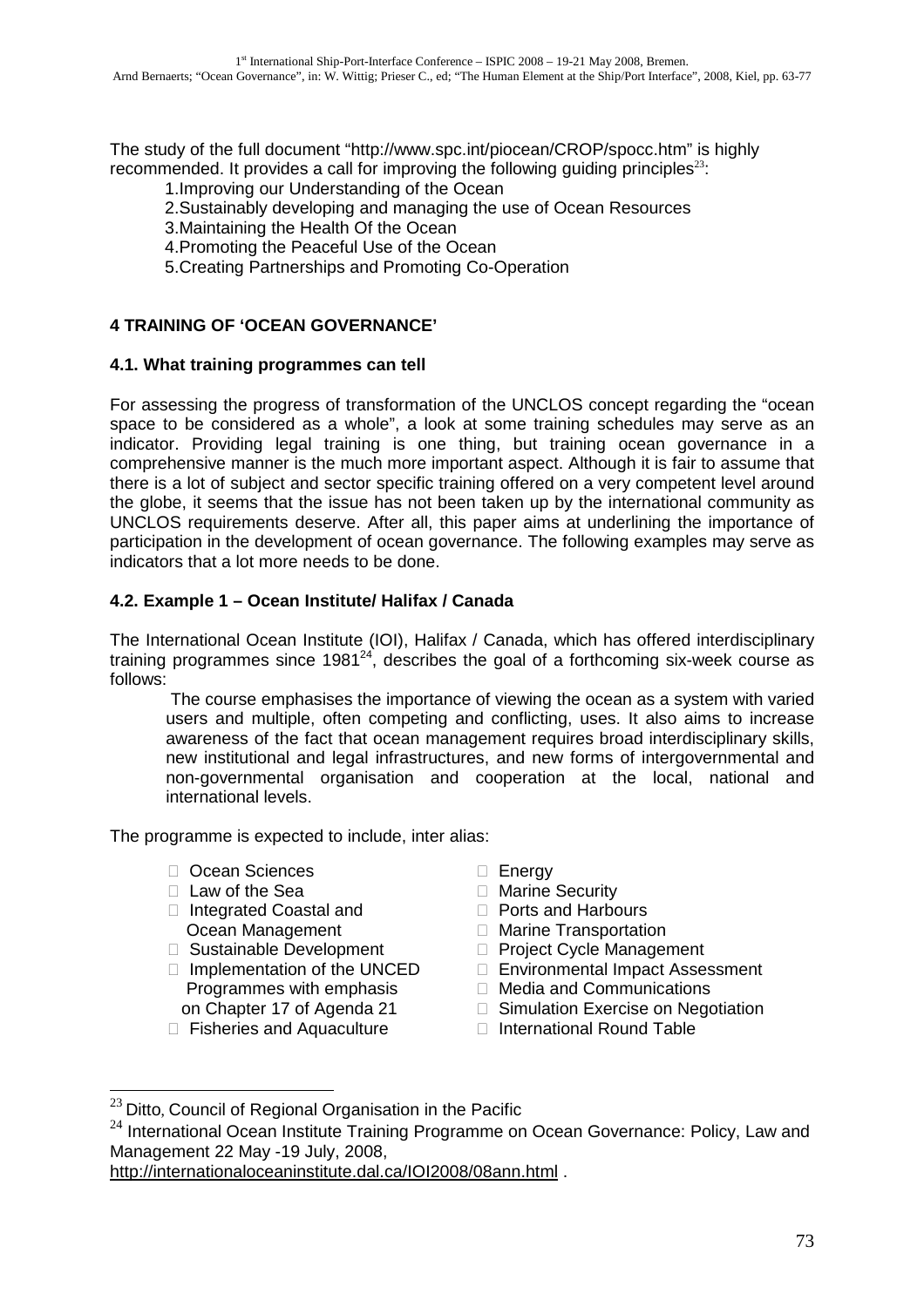The study of the full document "http://www.spc.int/piocean/CROP/spocc.htm" is highly recommended. It provides a call for improving the following guiding principles[23]:

1. Improving our Understanding of the Ocean
2. Sustainably developing and managing the use of Ocean Resources
3. Maintaining the Health Of the Ocean
4. Promoting the Peaceful Use of the Ocean
5. Creating Partnerships and Promoting Co-Operation

## 4 TRAINING OF 'OCEAN GOVERNANCE'

### 4.1. What training programmes can tell

For assessing the progress of transformation of the UNCLOS concept regarding the "ocean space to be considered as a whole", a look at some training schedules may serve as an indicator. Providing legal training is one thing, but training ocean governance in a comprehensive manner is the much more important aspect. Although it is fair to assume that there is a lot of subject and sector specific training offered on a very competent level around the globe, it seems that the issue has not been taken up by the international community as UNCLOS requirements deserve. After all, this paper aims at underlining the importance of participation in the development of ocean governance. The following examples may serve as indicators that a lot more needs to be done.

### 4.2. Example 1 – Ocean Institute/ Halifax / Canada

The International Ocean Institute (IOI), Halifax / Canada, which has offered interdisciplinary training programmes since 1981[24], describes the goal of a forthcoming six-week course as follows:

> The course emphasises the importance of viewing the ocean as a system with varied users and multiple, often competing and conflicting, uses. It also aims to increase awareness of the fact that ocean management requires broad interdisciplinary skills, new institutional and legal infrastructures, and new forms of intergovernmental and non-governmental organisation and cooperation at the local, national and international levels.

The programme is expected to include, inter alias:

- Ocean Sciences
- Law of the Sea
- Integrated Coastal and Ocean Management
- Sustainable Development
- Implementation of the UNCED Programmes with emphasis on Chapter 17 of Agenda 21
- Fisheries and Aquaculture
- Energy
- Marine Security
- Ports and Harbours
- Marine Transportation
- Project Cycle Management
- Environmental Impact Assessment
- Media and Communications
- Simulation Exercise on Negotiation
- International Round Table

---

[23] Ditto, Council of Regional Organisation in the Pacific

[24] International Ocean Institute Training Programme on Ocean Governance: Policy, Law and Management 22 May -19 July, 2008, http://internationaloceaninstitute.dal.ca/IOI2008/08ann.html .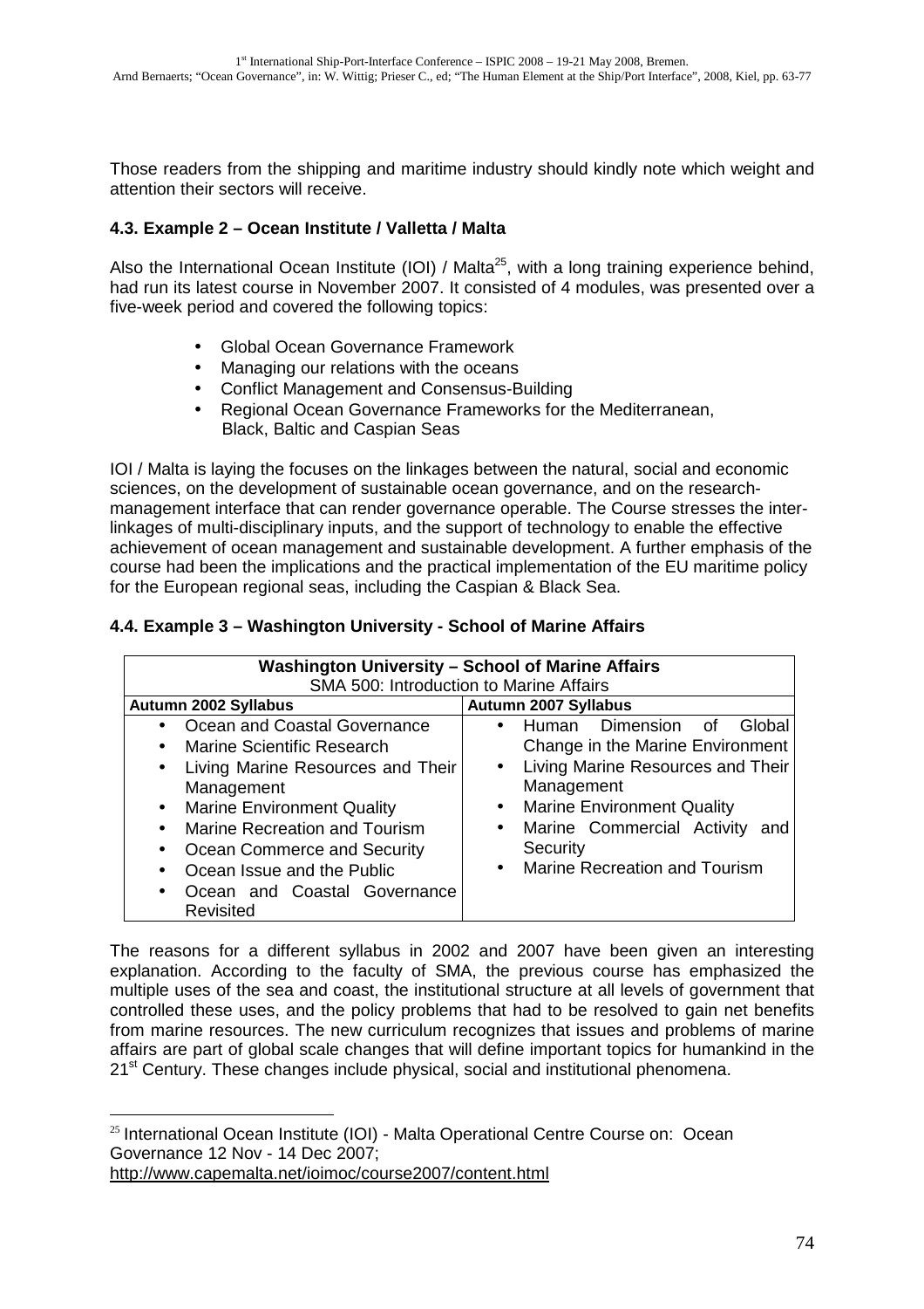Those readers from the shipping and maritime industry should kindly note which weight and attention their sectors will receive.

### 4.3. Example 2 – Ocean Institute / Valletta / Malta

Also the International Ocean Institute (IOI) / Malta[25], with a long training experience behind, had run its latest course in November 2007. It consisted of 4 modules, was presented over a five-week period and covered the following topics:

- Global Ocean Governance Framework
- Managing our relations with the oceans
- Conflict Management and Consensus-Building
- Regional Ocean Governance Frameworks for the Mediterranean, Black, Baltic and Caspian Seas

IOI / Malta is laying the focuses on the linkages between the natural, social and economic sciences, on the development of sustainable ocean governance, and on the research-management interface that can render governance operable. The Course stresses the inter-linkages of multi-disciplinary inputs, and the support of technology to enable the effective achievement of ocean management and sustainable development. A further emphasis of the course had been the implications and the practical implementation of the EU maritime policy for the European regional seas, including the Caspian & Black Sea.

### 4.4. Example 3 – Washington University - School of Marine Affairs

| **Washington University – School of Marine Affairs**<br>SMA 500: Introduction to Marine Affairs | |
|---|---|
| **Autumn 2002 Syllabus** | **Autumn 2007 Syllabus** |
| • Ocean and Coastal Governance<br>• Marine Scientific Research<br>• Living Marine Resources and Their Management<br>• Marine Environment Quality<br>• Marine Recreation and Tourism<br>• Ocean Commerce and Security<br>• Ocean Issue and the Public<br>• Ocean and Coastal Governance Revisited | • Human Dimension of Global Change in the Marine Environment<br>• Living Marine Resources and Their Management<br>• Marine Environment Quality<br>• Marine Commercial Activity and Security<br>• Marine Recreation and Tourism |

The reasons for a different syllabus in 2002 and 2007 have been given an interesting explanation. According to the faculty of SMA, the previous course has emphasized the multiple uses of the sea and coast, the institutional structure at all levels of government that controlled these uses, and the policy problems that had to be resolved to gain net benefits from marine resources. The new curriculum recognizes that issues and problems of marine affairs are part of global scale changes that will define important topics for humankind in the 21st Century. These changes include physical, social and institutional phenomena.

---

[25] International Ocean Institute (IOI) - Malta Operational Centre Course on: Ocean Governance 12 Nov - 14 Dec 2007; http://www.capemalta.net/ioimoc/course2007/content.html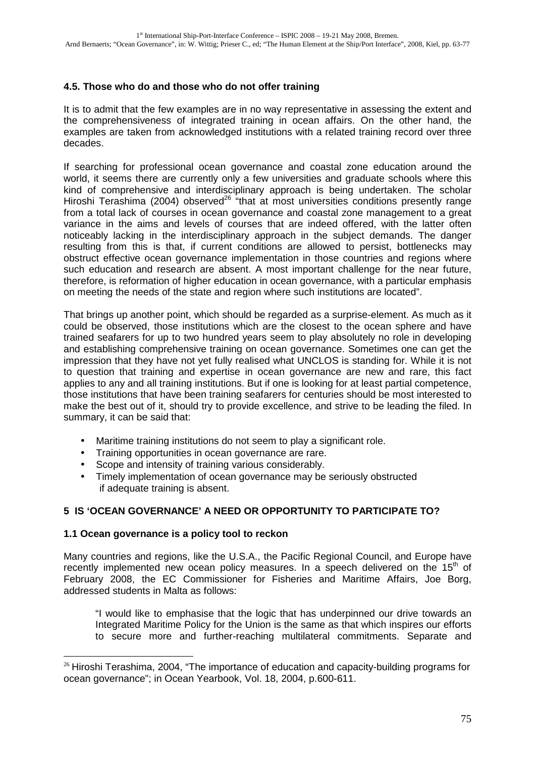### 4.5. Those who do and those who do not offer training

It is to admit that the few examples are in no way representative in assessing the extent and the comprehensiveness of integrated training in ocean affairs. On the other hand, the examples are taken from acknowledged institutions with a related training record over three decades.

If searching for professional ocean governance and coastal zone education around the world, it seems there are currently only a few universities and graduate schools where this kind of comprehensive and interdisciplinary approach is being undertaken. The scholar Hiroshi Terashima (2004) observed[26] "that at most universities conditions presently range from a total lack of courses in ocean governance and coastal zone management to a great variance in the aims and levels of courses that are indeed offered, with the latter often noticeably lacking in the interdisciplinary approach in the subject demands. The danger resulting from this is that, if current conditions are allowed to persist, bottlenecks may obstruct effective ocean governance implementation in those countries and regions where such education and research are absent. A most important challenge for the near future, therefore, is reformation of higher education in ocean governance, with a particular emphasis on meeting the needs of the state and region where such institutions are located".

That brings up another point, which should be regarded as a surprise-element. As much as it could be observed, those institutions which are the closest to the ocean sphere and have trained seafarers for up to two hundred years seem to play absolutely no role in developing and establishing comprehensive training on ocean governance. Sometimes one can get the impression that they have not yet fully realised what UNCLOS is standing for. While it is not to question that training and expertise in ocean governance are new and rare, this fact applies to any and all training institutions. But if one is looking for at least partial competence, those institutions that have been training seafarers for centuries should be most interested to make the best out of it, should try to provide excellence, and strive to be leading the filed. In summary, it can be said that:

- Maritime training institutions do not seem to play a significant role.
- Training opportunities in ocean governance are rare.
- Scope and intensity of training various considerably.
- Timely implementation of ocean governance may be seriously obstructed if adequate training is absent.

## 5 IS 'OCEAN GOVERNANCE' A NEED OR OPPORTUNITY TO PARTICIPATE TO?

### 1.1 Ocean governance is a policy tool to reckon

Many countries and regions, like the U.S.A., the Pacific Regional Council, and Europe have recently implemented new ocean policy measures. In a speech delivered on the 15th of February 2008, the EC Commissioner for Fisheries and Maritime Affairs, Joe Borg, addressed students in Malta as follows:

> "I would like to emphasise that the logic that has underpinned our drive towards an Integrated Maritime Policy for the Union is the same as that which inspires our efforts to secure more and further-reaching multilateral commitments. Separate and

[26] Hiroshi Terashima, 2004, "The importance of education and capacity-building programs for ocean governance"; in Ocean Yearbook, Vol. 18, 2004, p.600-611.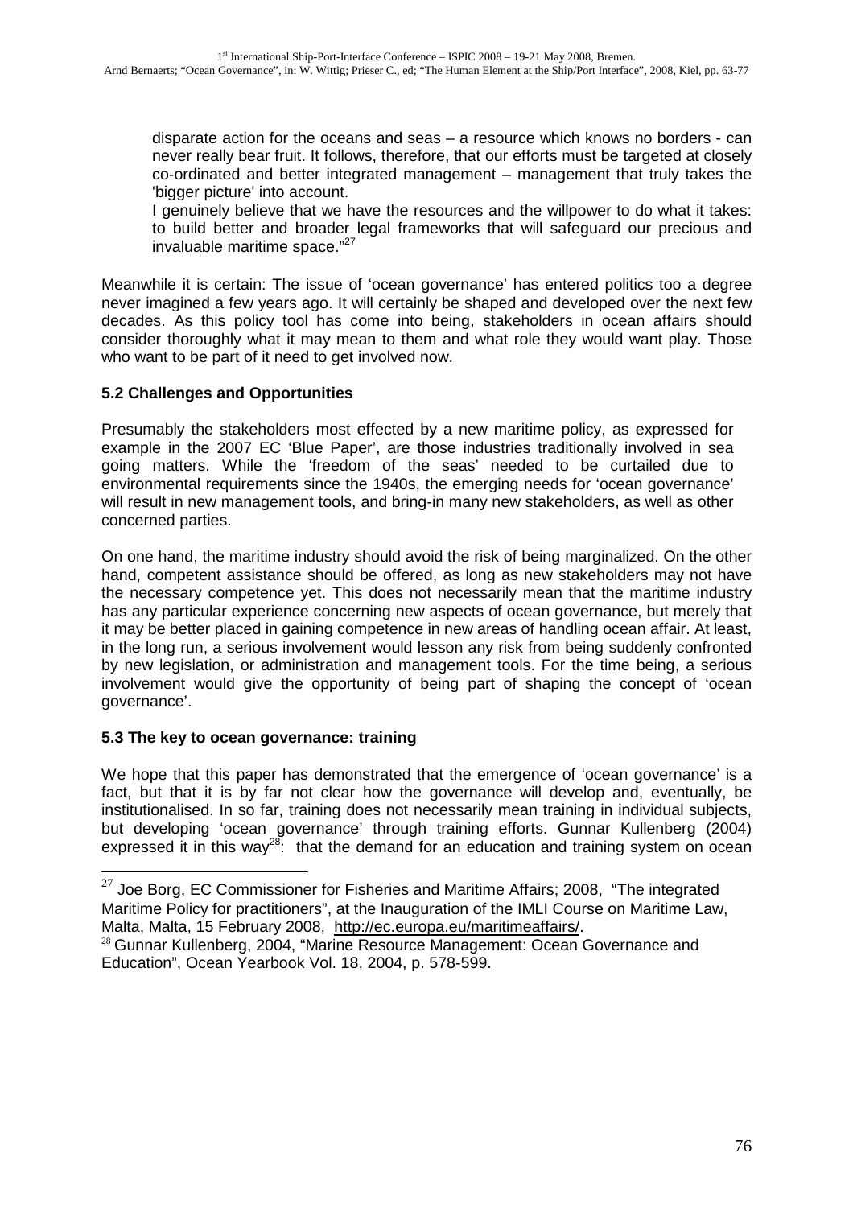disparate action for the oceans and seas – a resource which knows no borders - can never really bear fruit. It follows, therefore, that our efforts must be targeted at closely co-ordinated and better integrated management – management that truly takes the 'bigger picture' into account.

I genuinely believe that we have the resources and the willpower to do what it takes: to build better and broader legal frameworks that will safeguard our precious and invaluable maritime space."[27]

Meanwhile it is certain: The issue of 'ocean governance' has entered politics too a degree never imagined a few years ago. It will certainly be shaped and developed over the next few decades. As this policy tool has come into being, stakeholders in ocean affairs should consider thoroughly what it may mean to them and what role they would want play. Those who want to be part of it need to get involved now.

### 5.2 Challenges and Opportunities

Presumably the stakeholders most effected by a new maritime policy, as expressed for example in the 2007 EC 'Blue Paper', are those industries traditionally involved in sea going matters. While the 'freedom of the seas' needed to be curtailed due to environmental requirements since the 1940s, the emerging needs for 'ocean governance' will result in new management tools, and bring-in many new stakeholders, as well as other concerned parties.

On one hand, the maritime industry should avoid the risk of being marginalized. On the other hand, competent assistance should be offered, as long as new stakeholders may not have the necessary competence yet. This does not necessarily mean that the maritime industry has any particular experience concerning new aspects of ocean governance, but merely that it may be better placed in gaining competence in new areas of handling ocean affair. At least, in the long run, a serious involvement would lesson any risk from being suddenly confronted by new legislation, or administration and management tools. For the time being, a serious involvement would give the opportunity of being part of shaping the concept of 'ocean governance'.

### 5.3 The key to ocean governance: training

We hope that this paper has demonstrated that the emergence of 'ocean governance' is a fact, but that it is by far not clear how the governance will develop and, eventually, be institutionalised. In so far, training does not necessarily mean training in individual subjects, but developing 'ocean governance' through training efforts. Gunnar Kullenberg (2004) expressed it in this way[28]: that the demand for an education and training system on ocean

---

[27] Joe Borg, EC Commissioner for Fisheries and Maritime Affairs; 2008, "The integrated Maritime Policy for practitioners", at the Inauguration of the IMLI Course on Maritime Law, Malta, Malta, 15 February 2008, http://ec.europa.eu/maritimeaffairs/.

[28] Gunnar Kullenberg, 2004, "Marine Resource Management: Ocean Governance and Education", Ocean Yearbook Vol. 18, 2004, p. 578-599.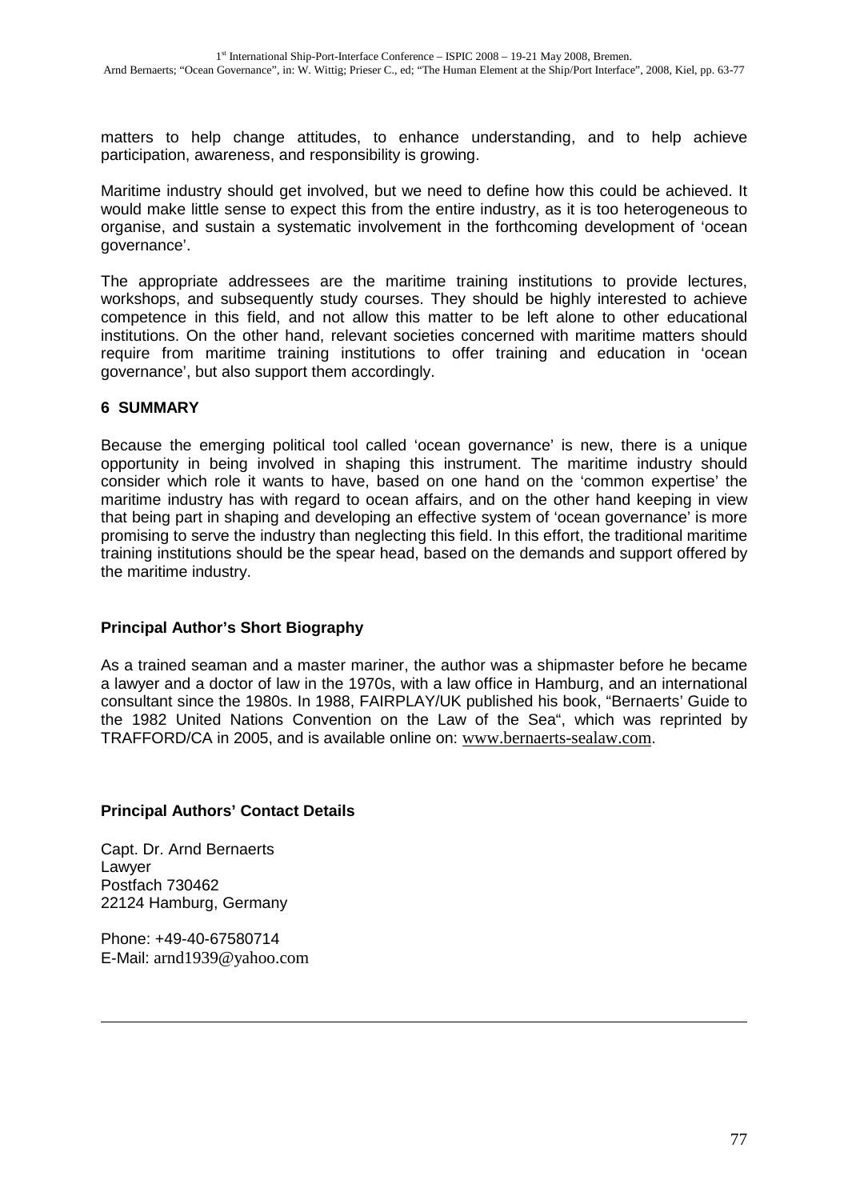matters to help change attitudes, to enhance understanding, and to help achieve participation, awareness, and responsibility is growing.

Maritime industry should get involved, but we need to define how this could be achieved. It would make little sense to expect this from the entire industry, as it is too heterogeneous to organise, and sustain a systematic involvement in the forthcoming development of 'ocean governance'.

The appropriate addressees are the maritime training institutions to provide lectures, workshops, and subsequently study courses. They should be highly interested to achieve competence in this field, and not allow this matter to be left alone to other educational institutions. On the other hand, relevant societies concerned with maritime matters should require from maritime training institutions to offer training and education in 'ocean governance', but also support them accordingly.

## 6 SUMMARY

Because the emerging political tool called 'ocean governance' is new, there is a unique opportunity in being involved in shaping this instrument. The maritime industry should consider which role it wants to have, based on one hand on the 'common expertise' the maritime industry has with regard to ocean affairs, and on the other hand keeping in view that being part in shaping and developing an effective system of 'ocean governance' is more promising to serve the industry than neglecting this field. In this effort, the traditional maritime training institutions should be the spear head, based on the demands and support offered by the maritime industry.

### Principal Author's Short Biography

As a trained seaman and a master mariner, the author was a shipmaster before he became a lawyer and a doctor of law in the 1970s, with a law office in Hamburg, and an international consultant since the 1980s. In 1988, FAIRPLAY/UK published his book, "Bernaerts' Guide to the 1982 United Nations Convention on the Law of the Sea", which was reprinted by TRAFFORD/CA in 2005, and is available online on: www.bernaerts-sealaw.com.

### Principal Authors' Contact Details

Capt. Dr. Arnd Bernaerts
Lawyer
Postfach 730462
22124 Hamburg, Germany

Phone: +49-40-67580714
E-Mail: arnd1939@yahoo.com